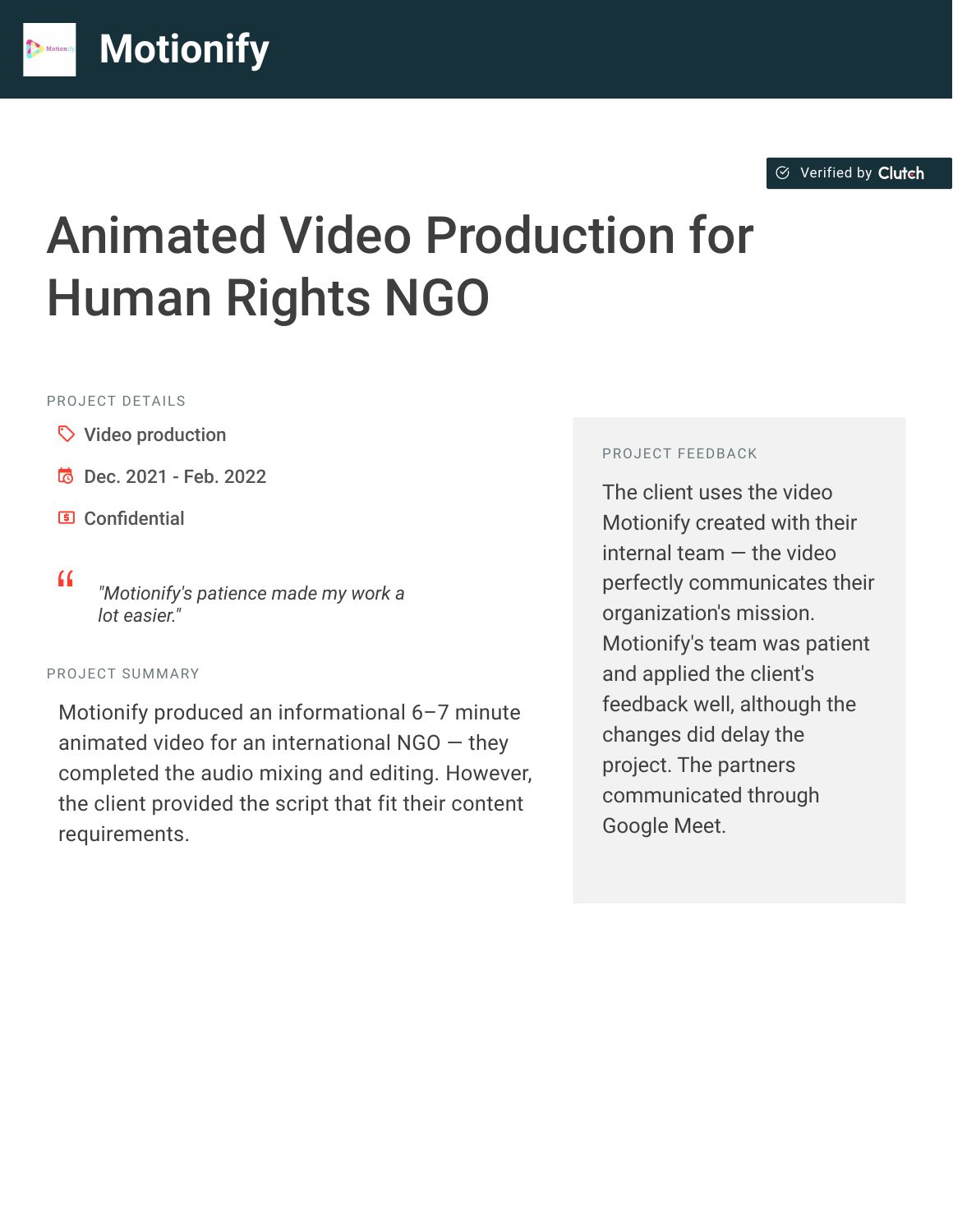# Motionify

Verified by Clutch

# Animated Video Production for Human Rights NGO

PROJECT DETAILS

- Video production
- Dec. 2021 - Feb. 2022
- Confidential

> *"Motionify's patience made my work a lot easier."*

PROJECT SUMMARY

Motionify produced an informational 6–7 minute animated video for an international NGO — they completed the audio mixing and editing. However, the client provided the script that fit their content requirements.

PROJECT FEEDBACK

The client uses the video Motionify created with their internal team — the video perfectly communicates their organization's mission. Motionify's team was patient and applied the client's feedback well, although the changes did delay the project. The partners communicated through Google Meet.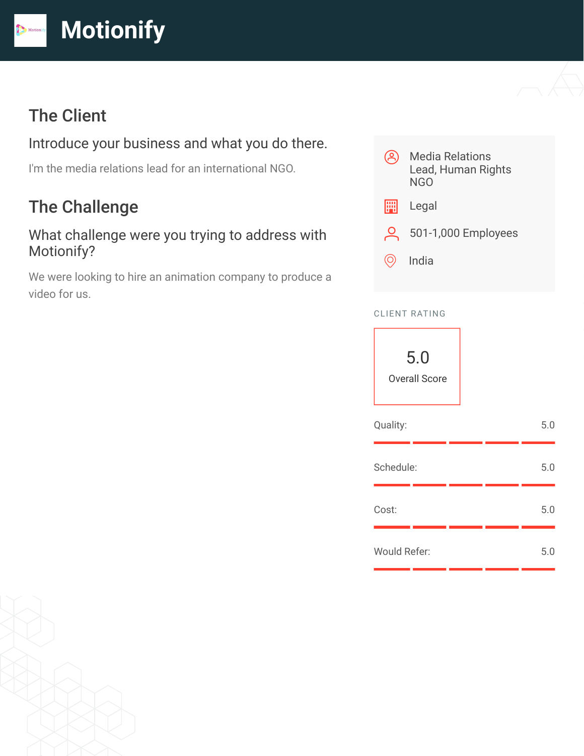# Motionify

## The Client

### Introduce your business and what you do there.

I'm the media relations lead for an international NGO.

## The Challenge

### What challenge were you trying to address with Motionify?

We were looking to hire an animation company to produce a video for us.

- Media Relations Lead, Human Rights NGO
- Legal
- 501-1,000 Employees
- India

CLIENT RATING

**5.0**
Overall Score

| Category | Score |
| --- | --- |
| Quality: | 5.0 |
| Schedule: | 5.0 |
| Cost: | 5.0 |
| Would Refer: | 5.0 |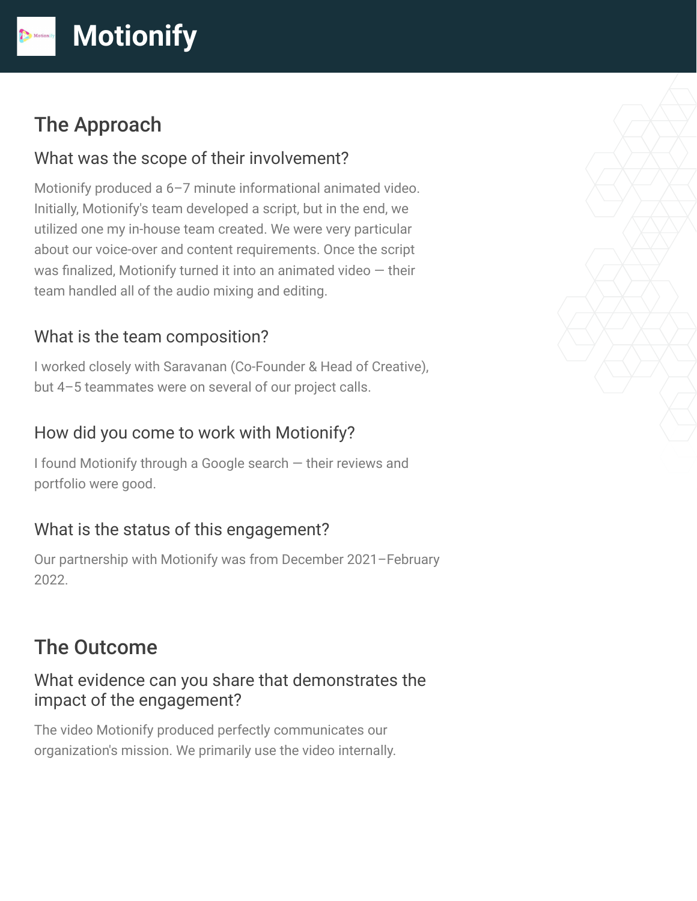# Motionify

## The Approach

### What was the scope of their involvement?

Motionify produced a 6–7 minute informational animated video. Initially, Motionify's team developed a script, but in the end, we utilized one my in-house team created. We were very particular about our voice-over and content requirements. Once the script was finalized, Motionify turned it into an animated video — their team handled all of the audio mixing and editing.

### What is the team composition?

I worked closely with Saravanan (Co-Founder & Head of Creative), but 4–5 teammates were on several of our project calls.

### How did you come to work with Motionify?

I found Motionify through a Google search — their reviews and portfolio were good.

### What is the status of this engagement?

Our partnership with Motionify was from December 2021–February 2022.

## The Outcome

### What evidence can you share that demonstrates the impact of the engagement?

The video Motionify produced perfectly communicates our organization's mission. We primarily use the video internally.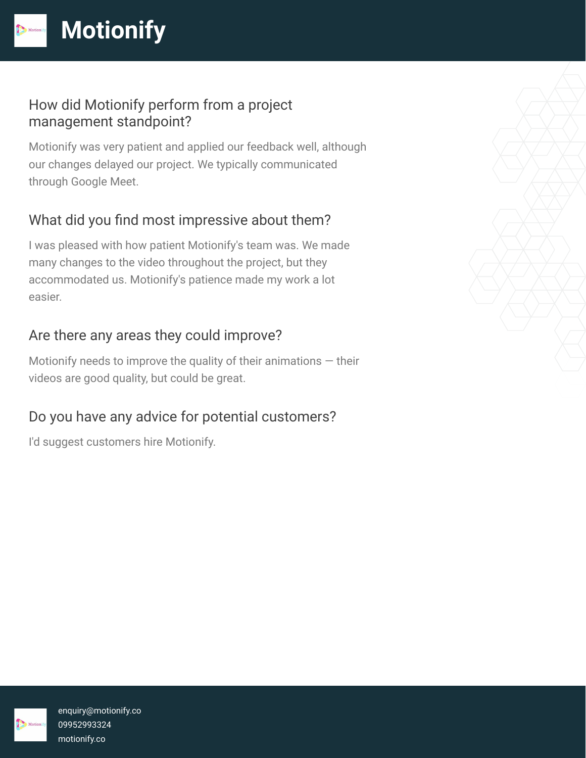### How did Motionify perform from a project management standpoint?

Motionify was very patient and applied our feedback well, although our changes delayed our project. We typically communicated through Google Meet.

### What did you find most impressive about them?

I was pleased with how patient Motionify's team was. We made many changes to the video throughout the project, but they accommodated us. Motionify's patience made my work a lot easier.

### Are there any areas they could improve?

Motionify needs to improve the quality of their animations — their videos are good quality, but could be great.

### Do you have any advice for potential customers?

I'd suggest customers hire Motionify.